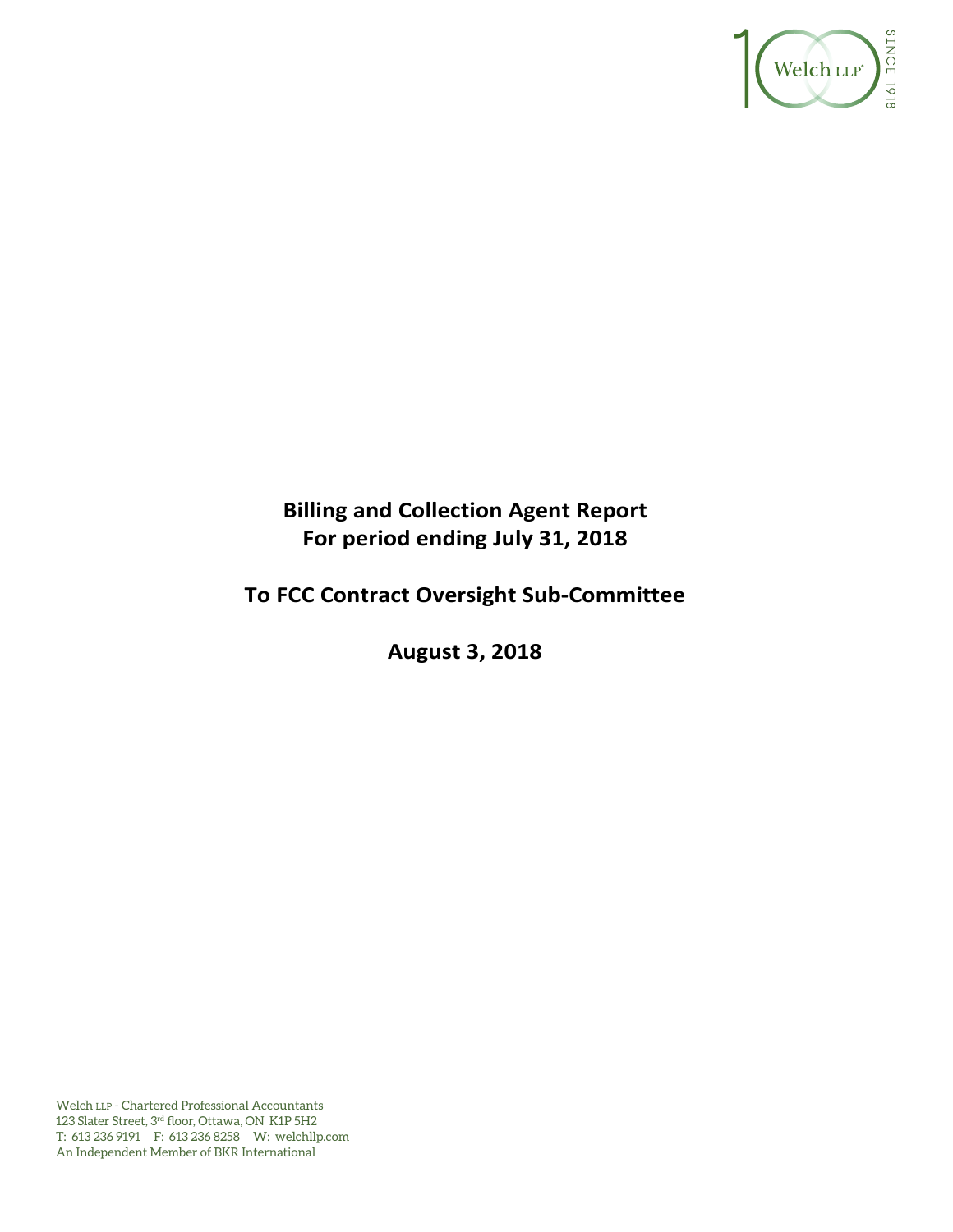Welch LLP SINCE 1918

# Billing and Collection Agent Report
# For period ending July 31, 2018

## To FCC Contract Oversight Sub-Committee

## August 3, 2018

Welch LLP - Chartered Professional Accountants
123 Slater Street, 3rd floor, Ottawa, ON K1P 5H2
T: 613 236 9191 F: 613 236 8258 W: welchllp.com
An Independent Member of BKR International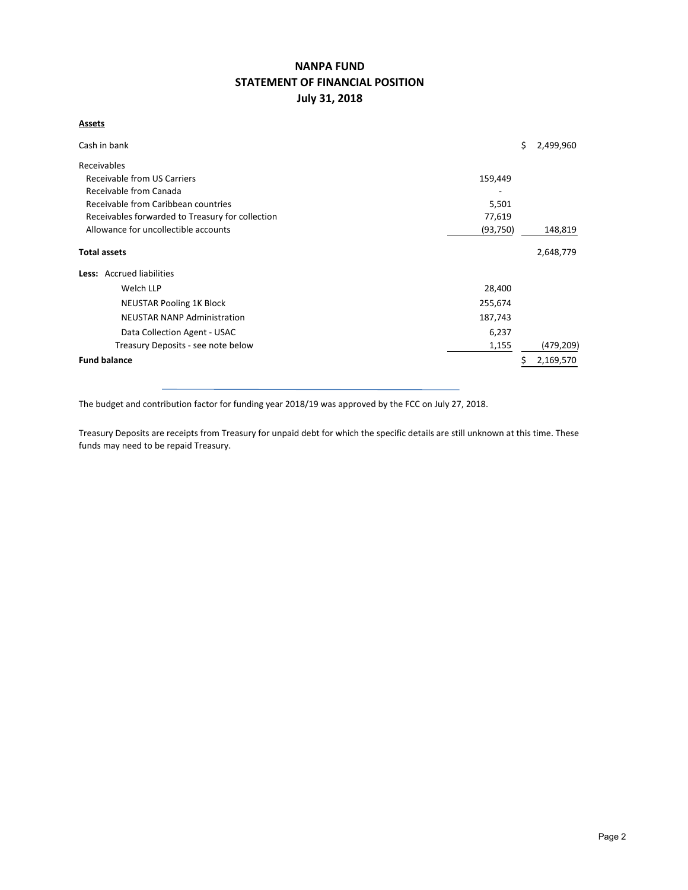# NANPA FUND
## STATEMENT OF FINANCIAL POSITION
### July 31, 2018

**Assets**

| | | |
|---|---|---|
| Cash in bank | | $ 2,499,960 |
| Receivables | | |
| Receivable from US Carriers | 159,449 | |
| Receivable from Canada | - | |
| Receivable from Caribbean countries | 5,501 | |
| Receivables forwarded to Treasury for collection | 77,619 | |
| Allowance for uncollectible accounts | (93,750) | 148,819 |
| **Total assets** | | 2,648,779 |
| **Less:** Accrued liabilities | | |
| Welch LLP | 28,400 | |
| NEUSTAR Pooling 1K Block | 255,674 | |
| NEUSTAR NANP Administration | 187,743 | |
| Data Collection Agent - USAC | 6,237 | |
| Treasury Deposits - see note below | 1,155 | (479,209) |
| **Fund balance** | | $ 2,169,570 |

The budget and contribution factor for funding year 2018/19 was approved by the FCC on July 27, 2018.

Treasury Deposits are receipts from Treasury for unpaid debt for which the specific details are still unknown at this time. These funds may need to be repaid Treasury.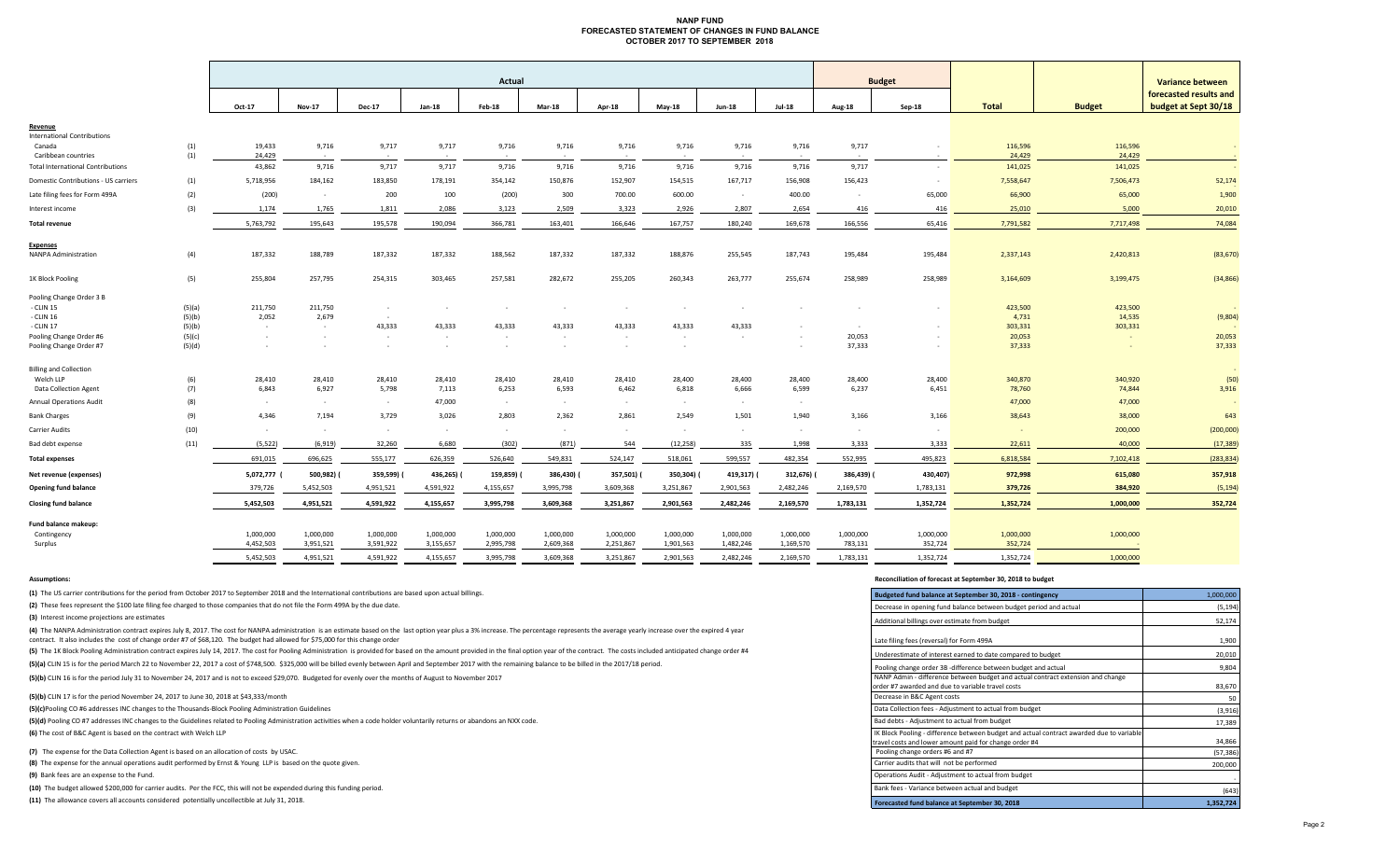# NANP FUND
## FORECASTED STATEMENT OF CHANGES IN FUND BALANCE
## OCTOBER 2017 TO SEPTEMBER 2018

| | | Actual | | | | | | | | | | Budget | | | | Variance between forecasted results and budget at Sept 30/18 |
|---|---|---|---|---|---|---|---|---|---|---|---|---|---|---|---|---|
| | | Oct-17 | Nov-17 | Dec-17 | Jan-18 | Feb-18 | Mar-18 | Apr-18 | May-18 | Jun-18 | Jul-18 | Aug-18 | Sep-18 | Total | Budget | |
| **Revenue** | | | | | | | | | | | | | | | | |
| International Contributions | | | | | | | | | | | | | | | | |
| Canada | (1) | 19,433 | 9,716 | 9,717 | 9,717 | 9,716 | 9,716 | 9,716 | 9,716 | 9,716 | 9,716 | 9,717 | - | 116,596 | 116,596 | - |
| Caribbean countries | (1) | 24,429 | - | - | - | - | - | - | - | - | - | - | - | 24,429 | 24,429 | - |
| Total International Contributions | | 43,862 | 9,716 | 9,717 | 9,717 | 9,716 | 9,716 | 9,716 | 9,716 | 9,716 | 9,716 | 9,717 | - | 141,025 | 141,025 | - |
| Domestic Contributions - US carriers | (1) | 5,718,956 | 184,162 | 183,850 | 178,191 | 354,142 | 150,876 | 152,907 | 154,515 | 167,717 | 156,908 | 156,423 | - | 7,558,647 | 7,506,473 | 52,174 |
| Late filing fees for Form 499A | (2) | (200) | - | 200 | 100 | (200) | 300 | 700.00 | 600.00 | - | 400.00 | - | 65,000 | 66,900 | 65,000 | 1,900 |
| Interest income | (3) | 1,174 | 1,765 | 1,811 | 2,086 | 3,123 | 2,509 | 3,323 | 2,926 | 2,807 | 2,654 | 416 | 416 | 25,010 | 5,000 | 20,010 |
| **Total revenue** | | 5,763,792 | 195,643 | 195,578 | 190,094 | 366,781 | 163,401 | 166,646 | 167,757 | 180,240 | 169,678 | 166,556 | 65,416 | 7,791,582 | 7,717,498 | 74,084 |
| **Expenses** | | | | | | | | | | | | | | | | |
| NANPA Administration | (4) | 187,332 | 188,789 | 187,332 | 187,332 | 188,562 | 187,332 | 187,332 | 188,876 | 255,545 | 187,743 | 195,484 | 195,484 | 2,337,143 | 2,420,813 | (83,670) |
| 1K Block Pooling | (5) | 255,804 | 257,795 | 254,315 | 303,465 | 257,581 | 282,672 | 255,205 | 260,343 | 263,777 | 255,674 | 258,989 | 258,989 | 3,164,609 | 3,199,475 | (34,866) |
| Pooling Change Order 3 B | | | | | | | | | | | | | | | | |
| - CLIN 15 | (5)(a) | 211,750 | 211,750 | - | - | - | - | - | - | - | - | - | - | 423,500 | 423,500 | - |
| - CLIN 16 | (5)(b) | 2,052 | 2,679 | - | - | - | - | - | - | - | - | - | - | 4,731 | 14,535 | (9,804) |
| - CLIN 17 | (5)(b) | - | - | 43,333 | 43,333 | 43,333 | 43,333 | 43,333 | 43,333 | 43,333 | - | - | - | 303,331 | 303,331 | - |
| Pooling Change Order #6 | (5)(c) | - | - | - | - | - | - | - | - | - | - | 20,053 | - | 20,053 | - | 20,053 |
| Pooling Change Order #7 | (5)(d) | - | - | - | - | - | - | - | - | - | - | 37,333 | - | 37,333 | - | 37,333 |
| Billing and Collection | | | | | | | | | | | | | | | | - |
| Welch LLP | (6) | 28,410 | 28,410 | 28,410 | 28,410 | 28,410 | 28,410 | 28,410 | 28,400 | 28,400 | 28,400 | 28,400 | 28,400 | 340,870 | 340,920 | (50) |
| Data Collection Agent | (7) | 6,843 | 6,927 | 5,798 | 7,113 | 6,253 | 6,593 | 6,462 | 6,818 | 6,666 | 6,599 | 6,237 | 6,451 | 78,760 | 74,844 | 3,916 |
| Annual Operations Audit | (8) | - | - | - | 47,000 | - | - | - | - | - | - | | | 47,000 | 47,000 | - |
| Bank Charges | (9) | 4,346 | 7,194 | 3,729 | 3,026 | 2,803 | 2,362 | 2,861 | 2,549 | 1,501 | 1,940 | 3,166 | 3,166 | 38,643 | 38,000 | 643 |
| Carrier Audits | (10) | - | - | - | - | - | - | - | - | - | - | - | - | - | 200,000 | (200,000) |
| Bad debt expense | (11) | (5,522) | (6,919) | 32,260 | 6,680 | (302) | (871) | 544 | (12,258) | 335 | 1,998 | 3,333 | 3,333 | 22,611 | 40,000 | (17,389) |
| **Total expenses** | | 691,015 | 696,625 | 555,177 | 626,359 | 526,640 | 549,831 | 524,147 | 518,061 | 599,557 | 482,354 | 552,995 | 495,823 | 6,818,584 | 7,102,418 | (283,834) |
| **Net revenue (expenses)** | | 5,072,777 | (500,982) | (359,599) | (436,265) | (159,859) | (386,430) | (357,501) | (350,304) | (419,317) | (312,676) | (386,439) | (430,407) | 972,998 | 615,080 | 357,918 |
| **Opening fund balance** | | 379,726 | 5,452,503 | 4,951,521 | 4,591,922 | 4,155,657 | 3,995,798 | 3,609,368 | 3,251,867 | 2,901,563 | 2,482,246 | 2,169,570 | 1,783,131 | 379,726 | 384,920 | (5,194) |
| **Closing fund balance** | | 5,452,503 | 4,951,521 | 4,591,922 | 4,155,657 | 3,995,798 | 3,609,368 | 3,251,867 | 2,901,563 | 2,482,246 | 2,169,570 | 1,783,131 | 1,352,724 | 1,352,724 | 1,000,000 | 352,724 |
| **Fund balance makeup:** | | | | | | | | | | | | | | | | |
| Contingency | | 1,000,000 | 1,000,000 | 1,000,000 | 1,000,000 | 1,000,000 | 1,000,000 | 1,000,000 | 1,000,000 | 1,000,000 | 1,000,000 | 1,000,000 | 1,000,000 | 1,000,000 | 1,000,000 | |
| Surplus | | 4,452,503 | 3,951,521 | 3,591,922 | 3,155,657 | 2,995,798 | 2,609,368 | 2,251,867 | 1,901,563 | 1,482,246 | 1,169,570 | 783,131 | 352,724 | 352,724 | - | |
| | | 5,452,503 | 4,951,521 | 4,591,922 | 4,155,657 | 3,995,798 | 3,609,368 | 3,251,867 | 2,901,563 | 2,482,246 | 2,169,570 | 1,783,131 | 1,352,724 | 1,352,724 | 1,000,000 | |

**Assumptions:**

**(1)** The US carrier contributions for the period from October 2017 to September 2018 and the International contributions are based upon actual billings.

**(2)** These fees represent the $100 late filing fee charged to those companies that do not file the Form 499A by the due date.

**(3)** Interest income projections are estimates

**(4)** The NANPA Administration contract expires July 8, 2017. The cost for NANPA administration is an estimate based on the last option year plus a 3% increase. The percentage represents the average yearly increase over the expired 4 year contract. It also includes the cost of change order #7 of $68,120. The budget had allowed for $75,000 for this change order

**(5)** The 1K Block Pooling Administration contract expires July 14, 2017. The cost for Pooling Administration is provided for based on the amount provided in the final option year of the contract. The costs included anticipated change order #4

**(5)(a)** CLIN 15 is for the period March 22 to November 22, 2017 a cost of $748,500. $325,000 will be billed evenly between April and September 2017 with the remaining balance to be billed in the 2017/18 period.

**(5)(b)** CLIN 16 is for the period July 31 to November 24, 2017 and is not to exceed $29,070. Budgeted for evenly over the months of August to November 2017

**(5)(b)** CLIN 17 is for the period November 24, 2017 to June 30, 2018 at $43,333/month

**(5)(c)** Pooling CO #6 addresses INC changes to the Thousands-Block Pooling Administration Guidelines

**(5)(d)** Pooling CO #7 addresses INC changes to the Guidelines related to Pooling Administration activities when a code holder voluntarily returns or abandons an NXX code.

**(6)** The cost of B&C Agent is based on the contract with Welch LLP

**(7)** The expense for the Data Collection Agent is based on an allocation of costs by USAC.

**(8)** The expense for the annual operations audit performed by Ernst & Young LLP is based on the quote given.

**(9)** Bank fees are an expense to the Fund.

**(10)** The budget allowed $200,000 for carrier audits. Per the FCC, this will not be expended during this funding period.

**(11)** The allowance covers all accounts considered potentially uncollectible at July 31, 2018.

**Reconciliation of forecast at September 30, 2018 to budget**

| | |
|---|---|
| **Budgeted fund balance at September 30, 2018 - contingency** | 1,000,000 |
| Decrease in opening fund balance between budget period and actual | (5,194) |
| Additional billings over estimate from budget | 52,174 |
| Late filing fees (reversal) for Form 499A | 1,900 |
| Underestimate of interest earned to date compared to budget | 20,010 |
| Pooling change order 3B -difference between budget and actual | 9,804 |
| NANP Admin - difference between budget and actual contract extension and change order #7 awarded and due to variable travel costs | 83,670 |
| Decrease in B&C Agent costs | 50 |
| Data Collection fees - Adjustment to actual from budget | (3,916) |
| Bad debts - Adjustment to actual from budget | 17,389 |
| IK Block Pooling - difference between budget and actual contract awarded due to variable travel costs and lower amount paid for change order #4 | 34,866 |
| Pooling change orders #6 and #7 | (57,386) |
| Carrier audits that will not be performed | 200,000 |
| Operations Audit - Adjustment to actual from budget | - |
| Bank fees - Variance between actual and budget | (643) |
| **Forecasted fund balance at September 30, 2018** | **1,352,724** |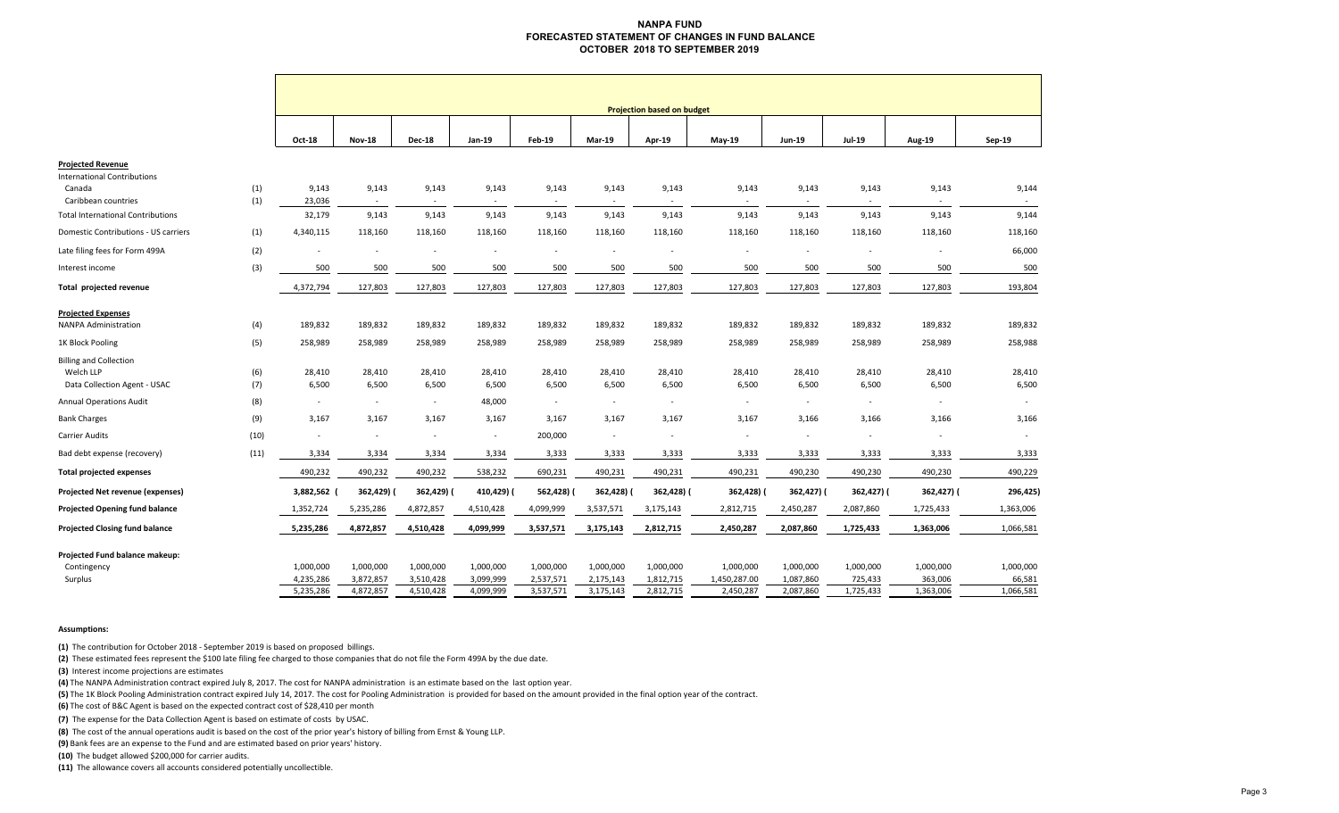# NANPA FUND
## FORECASTED STATEMENT OF CHANGES IN FUND BALANCE
## OCTOBER 2018 TO SEPTEMBER 2019

| | | Projection based on budget | | | | | | | | | | | |
|---|---|---|---|---|---|---|---|---|---|---|---|---|---|
| | | Oct-18 | Nov-18 | Dec-18 | Jan-19 | Feb-19 | Mar-19 | Apr-19 | May-19 | Jun-19 | Jul-19 | Aug-19 | Sep-19 |
| **Projected Revenue** | | | | | | | | | | | | | |
| International Contributions | | | | | | | | | | | | | |
| Canada | (1) | 9,143 | 9,143 | 9,143 | 9,143 | 9,143 | 9,143 | 9,143 | 9,143 | 9,143 | 9,143 | 9,143 | 9,144 |
| Caribbean countries | (1) | 23,036 | - | - | - | - | - | - | - | - | - | - | - |
| Total International Contributions | | 32,179 | 9,143 | 9,143 | 9,143 | 9,143 | 9,143 | 9,143 | 9,143 | 9,143 | 9,143 | 9,143 | 9,144 |
| Domestic Contributions - US carriers | (1) | 4,340,115 | 118,160 | 118,160 | 118,160 | 118,160 | 118,160 | 118,160 | 118,160 | 118,160 | 118,160 | 118,160 | 118,160 |
| Late filing fees for Form 499A | (2) | - | - | - | - | - | - | - | - | - | - | - | 66,000 |
| Interest income | (3) | 500 | 500 | 500 | 500 | 500 | 500 | 500 | 500 | 500 | 500 | 500 | 500 |
| **Total projected revenue** | | 4,372,794 | 127,803 | 127,803 | 127,803 | 127,803 | 127,803 | 127,803 | 127,803 | 127,803 | 127,803 | 127,803 | 193,804 |
| **Projected Expenses** | | | | | | | | | | | | | |
| NANPA Administration | (4) | 189,832 | 189,832 | 189,832 | 189,832 | 189,832 | 189,832 | 189,832 | 189,832 | 189,832 | 189,832 | 189,832 | 189,832 |
| 1K Block Pooling | (5) | 258,989 | 258,989 | 258,989 | 258,989 | 258,989 | 258,989 | 258,989 | 258,989 | 258,989 | 258,989 | 258,989 | 258,988 |
| Billing and Collection | | | | | | | | | | | | | |
| Welch LLP | (6) | 28,410 | 28,410 | 28,410 | 28,410 | 28,410 | 28,410 | 28,410 | 28,410 | 28,410 | 28,410 | 28,410 | 28,410 |
| Data Collection Agent - USAC | (7) | 6,500 | 6,500 | 6,500 | 6,500 | 6,500 | 6,500 | 6,500 | 6,500 | 6,500 | 6,500 | 6,500 | 6,500 |
| Annual Operations Audit | (8) | - | - | - | 48,000 | - | - | - | - | - | - | - | - |
| Bank Charges | (9) | 3,167 | 3,167 | 3,167 | 3,167 | 3,167 | 3,167 | 3,167 | 3,167 | 3,166 | 3,166 | 3,166 | 3,166 |
| Carrier Audits | (10) | - | - | - | - | 200,000 | - | - | - | - | - | - | - |
| Bad debt expense (recovery) | (11) | 3,334 | 3,334 | 3,334 | 3,334 | 3,334 | 3,333 | 3,333 | 3,333 | 3,333 | 3,333 | 3,333 | 3,333 |
| **Total projected expenses** | | 490,232 | 490,232 | 490,232 | 538,232 | 690,231 | 490,231 | 490,231 | 490,231 | 490,230 | 490,230 | 490,230 | 490,229 |
| **Projected Net revenue (expenses)** | | 3,882,562 | (362,429) | (362,429) | (410,429) | (562,428) | (362,428) | (362,428) | (362,428) | (362,427) | (362,427) | (362,427) | (296,425) |
| **Projected Opening fund balance** | | 1,352,724 | 5,235,286 | 4,872,857 | 4,510,428 | 4,099,999 | 3,537,571 | 3,175,143 | 2,812,715 | 2,450,287 | 2,087,860 | 1,725,433 | 1,363,006 |
| **Projected Closing fund balance** | | 5,235,286 | 4,872,857 | 4,510,428 | 4,099,999 | 3,537,571 | 3,175,143 | 2,812,715 | 2,450,287 | 2,087,860 | 1,725,433 | 1,363,006 | 1,066,581 |
| **Projected Fund balance makeup:** | | | | | | | | | | | | | |
| Contingency | | 1,000,000 | 1,000,000 | 1,000,000 | 1,000,000 | 1,000,000 | 1,000,000 | 1,000,000 | 1,000,000 | 1,000,000 | 1,000,000 | 1,000,000 | 1,000,000 |
| Surplus | | 4,235,286 | 3,872,857 | 3,510,428 | 3,099,999 | 2,537,571 | 2,175,143 | 1,812,715 | 1,450,287.00 | 1,087,860 | 725,433 | 363,006 | 66,581 |
| | | 5,235,286 | 4,872,857 | 4,510,428 | 4,099,999 | 3,537,571 | 3,175,143 | 2,812,715 | 2,450,287 | 2,087,860 | 1,725,433 | 1,363,006 | 1,066,581 |

**Assumptions:**

**(1)** The contribution for October 2018 - September 2019 is based on proposed billings.

**(2)** These estimated fees represent the $100 late filing fee charged to those companies that do not file the Form 499A by the due date.

**(3)** Interest income projections are estimates

**(4)** The NANPA Administration contract expired July 8, 2017. The cost for NANPA administration is an estimate based on the last option year.

**(5)** The 1K Block Pooling Administration contract expired July 14, 2017. The cost for Pooling Administration is provided for based on the amount provided in the final option year of the contract.

**(6)** The cost of B&C Agent is based on the expected contract cost of $28,410 per month

**(7)** The expense for the Data Collection Agent is based on estimate of costs by USAC.

**(8)** The cost of the annual operations audit is based on the cost of the prior year's history of billing from Ernst & Young LLP.

**(9)** Bank fees are an expense to the Fund and are estimated based on prior years' history.

**(10)** The budget allowed $200,000 for carrier audits.

**(11)** The allowance covers all accounts considered potentially uncollectible.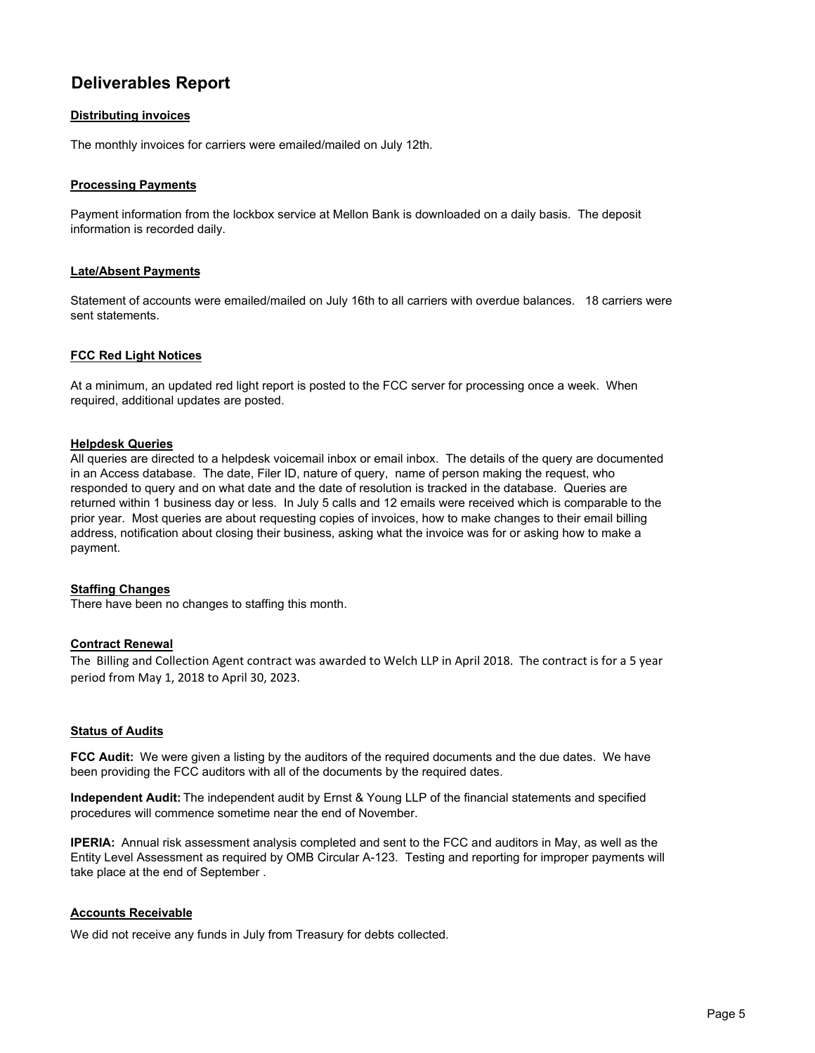# Deliverables Report

**Distributing invoices**

The monthly invoices for carriers were emailed/mailed on July 12th.

**Processing Payments**

Payment information from the lockbox service at Mellon Bank is downloaded on a daily basis. The deposit information is recorded daily.

**Late/Absent Payments**

Statement of accounts were emailed/mailed on July 16th to all carriers with overdue balances. 18 carriers were sent statements.

**FCC Red Light Notices**

At a minimum, an updated red light report is posted to the FCC server for processing once a week. When required, additional updates are posted.

**Helpdesk Queries**

All queries are directed to a helpdesk voicemail inbox or email inbox. The details of the query are documented in an Access database. The date, Filer ID, nature of query, name of person making the request, who responded to query and on what date and the date of resolution is tracked in the database. Queries are returned within 1 business day or less. In July 5 calls and 12 emails were received which is comparable to the prior year. Most queries are about requesting copies of invoices, how to make changes to their email billing address, notification about closing their business, asking what the invoice was for or asking how to make a payment.

**Staffing Changes**

There have been no changes to staffing this month.

**Contract Renewal**

The Billing and Collection Agent contract was awarded to Welch LLP in April 2018. The contract is for a 5 year period from May 1, 2018 to April 30, 2023.

**Status of Audits**

**FCC Audit:** We were given a listing by the auditors of the required documents and the due dates. We have been providing the FCC auditors with all of the documents by the required dates.

**Independent Audit:** The independent audit by Ernst & Young LLP of the financial statements and specified procedures will commence sometime near the end of November.

**IPERIA:** Annual risk assessment analysis completed and sent to the FCC and auditors in May, as well as the Entity Level Assessment as required by OMB Circular A-123. Testing and reporting for improper payments will take place at the end of September .

**Accounts Receivable**

We did not receive any funds in July from Treasury for debts collected.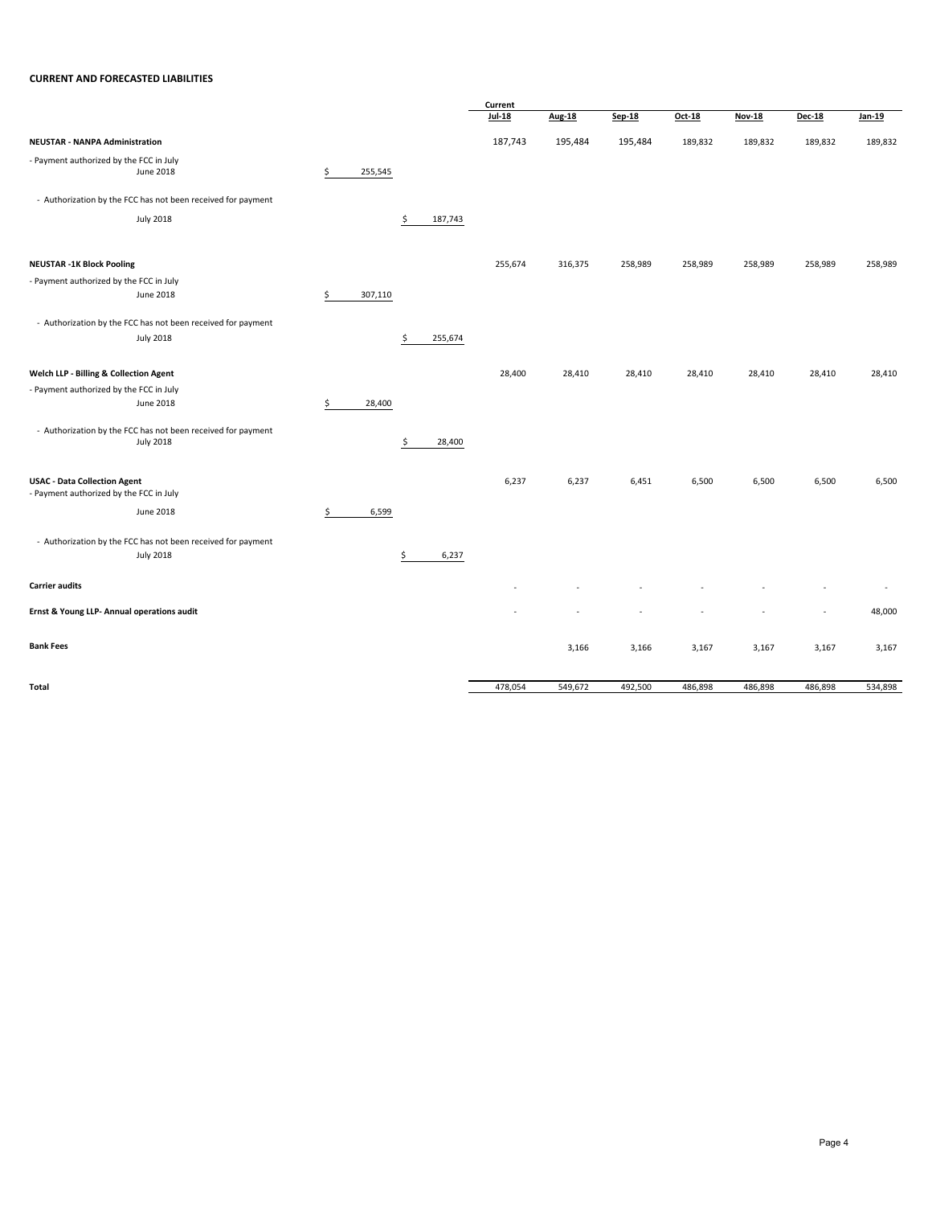**CURRENT AND FORECASTED LIABILITIES**

| | | | Current Jul-18 | Aug-18 | Sep-18 | Oct-18 | Nov-18 | Dec-18 | Jan-19 |
|---|---|---|---|---|---|---|---|---|---|
| **NEUSTAR - NANPA Administration** | | | 187,743 | 195,484 | 195,484 | 189,832 | 189,832 | 189,832 | 189,832 |
| - Payment authorized by the FCC in July June 2018 | $ 255,545 | | | | | | | | |
| - Authorization by the FCC has not been received for payment July 2018 | | $ 187,743 | | | | | | | |
| **NEUSTAR -1K Block Pooling** | | | 255,674 | 316,375 | 258,989 | 258,989 | 258,989 | 258,989 | 258,989 |
| - Payment authorized by the FCC in July June 2018 | $ 307,110 | | | | | | | | |
| - Authorization by the FCC has not been received for payment July 2018 | | $ 255,674 | | | | | | | |
| **Welch LLP - Billing & Collection Agent** | | | 28,400 | 28,410 | 28,410 | 28,410 | 28,410 | 28,410 | 28,410 |
| - Payment authorized by the FCC in July June 2018 | $ 28,400 | | | | | | | | |
| - Authorization by the FCC has not been received for payment July 2018 | | $ 28,400 | | | | | | | |
| **USAC - Data Collection Agent** | | | 6,237 | 6,237 | 6,451 | 6,500 | 6,500 | 6,500 | 6,500 |
| - Payment authorized by the FCC in July June 2018 | $ 6,599 | | | | | | | | |
| - Authorization by the FCC has not been received for payment July 2018 | | $ 6,237 | | | | | | | |
| **Carrier audits** | | | - | - | - | - | - | - | - |
| **Ernst & Young LLP- Annual operations audit** | | | - | - | - | - | - | - | 48,000 |
| **Bank Fees** | | | | 3,166 | 3,166 | 3,167 | 3,167 | 3,167 | 3,167 |
| **Total** | | | 478,054 | 549,672 | 492,500 | 486,898 | 486,898 | 486,898 | 534,898 |